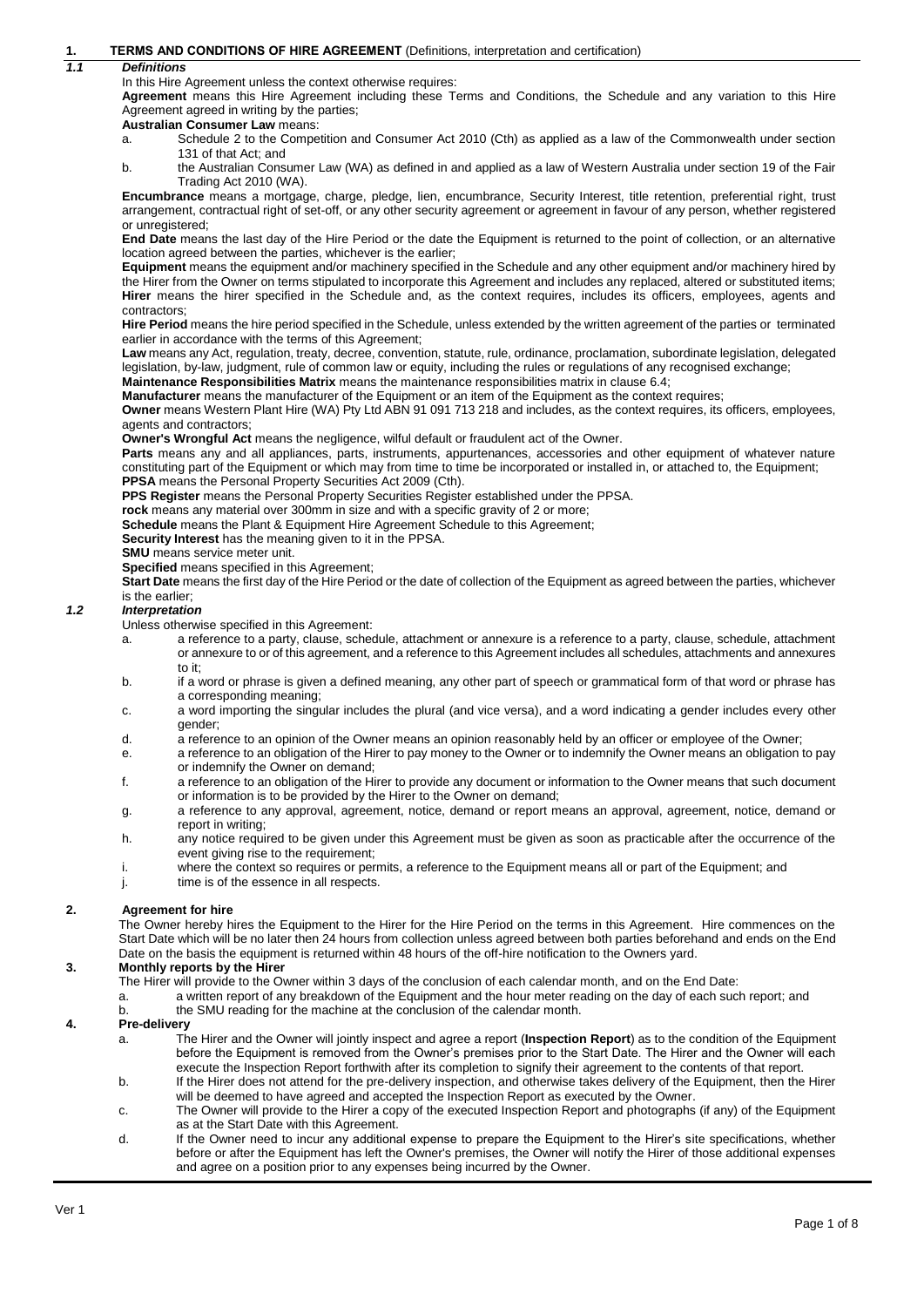## 1. TERMS AND CONDITIONS OF HIRE AGREEMENT (Definitions, interpretation and certification)

### *1.1 Definitions*

In this Hire Agreement unless the context otherwise requires:

**Agreement** means this Hire Agreement including these Terms and Conditions, the Schedule and any variation to this Hire Agreement agreed in writing by the parties;

**Australian Consumer Law** means:

- a. Schedule 2 to the Competition and Consumer Act 2010 (Cth) as applied as a law of the Commonwealth under section 131 of that Act; and
- b. the Australian Consumer Law (WA) as defined in and applied as a law of Western Australia under section 19 of the Fair Trading Act 2010 (WA).

**Encumbrance** means a mortgage, charge, pledge, lien, encumbrance, Security Interest, title retention, preferential right, trust arrangement, contractual right of set-off, or any other security agreement or agreement in favour of any person, whether registered or unregistered;

**End Date** means the last day of the Hire Period or the date the Equipment is returned to the point of collection, or an alternative location agreed between the parties, whichever is the earlier;

**Equipment** means the equipment and/or machinery specified in the Schedule and any other equipment and/or machinery hired by the Hirer from the Owner on terms stipulated to incorporate this Agreement and includes any replaced, altered or substituted items;

**Hirer** means the hirer specified in the Schedule and, as the context requires, includes its officers, employees, agents and contractors;

**Hire Period** means the hire period specified in the Schedule, unless extended by the written agreement of the parties or terminated earlier in accordance with the terms of this Agreement;

**Law** means any Act, regulation, treaty, decree, convention, statute, rule, ordinance, proclamation, subordinate legislation, delegated legislation, by-law, judgment, rule of common law or equity, including the rules or regulations of any recognised exchange;

**Maintenance Responsibilities Matrix** means the maintenance responsibilities matrix in clause 6.4;

**Manufacturer** means the manufacturer of the Equipment or an item of the Equipment as the context requires;

**Owner** means Western Plant Hire (WA) Pty Ltd ABN 91 091 713 218 and includes, as the context requires, its officers, employees, agents and contractors;

**Owner's Wrongful Act** means the negligence, wilful default or fraudulent act of the Owner.

**Parts** means any and all appliances, parts, instruments, appurtenances, accessories and other equipment of whatever nature constituting part of the Equipment or which may from time to time be incorporated or installed in, or attached to, the Equipment;

**PPSA** means the Personal Property Securities Act 2009 (Cth).

**PPS Register** means the Personal Property Securities Register established under the PPSA.

**rock** means any material over 300mm in size and with a specific gravity of 2 or more;

**Schedule** means the Plant & Equipment Hire Agreement Schedule to this Agreement;

**Security Interest** has the meaning given to it in the PPSA.

**SMU** means service meter unit.

**Specified** means specified in this Agreement;

**Start Date** means the first day of the Hire Period or the date of collection of the Equipment as agreed between the parties, whichever is the earlier;

### *1.2 Interpretation*

Unless otherwise specified in this Agreement:

- a. a reference to a party, clause, schedule, attachment or annexure is a reference to a party, clause, schedule, attachment or annexure to or of this agreement, and a reference to this Agreement includes all schedules, attachments and annexures to it;
- b. if a word or phrase is given a defined meaning, any other part of speech or grammatical form of that word or phrase has a corresponding meaning;
- c. a word importing the singular includes the plural (and vice versa), and a word indicating a gender includes every other gender;
- d. a reference to an opinion of the Owner means an opinion reasonably held by an officer or employee of the Owner;
- e. a reference to an obligation of the Hirer to pay money to the Owner or to indemnify the Owner means an obligation to pay or indemnify the Owner on demand;
- f. a reference to an obligation of the Hirer to provide any document or information to the Owner means that such document or information is to be provided by the Hirer to the Owner on demand;
- g. a reference to any approval, agreement, notice, demand or report means an approval, agreement, notice, demand or report in writing;
- h. any notice required to be given under this Agreement must be given as soon as practicable after the occurrence of the event giving rise to the requirement;
- i. where the context so requires or permits, a reference to the Equipment means all or part of the Equipment; and
- j. time is of the essence in all respects.

## 2. Agreement for hire

The Owner hereby hires the Equipment to the Hirer for the Hire Period on the terms in this Agreement. Hire commences on the Start Date which will be no later then 24 hours from collection unless agreed between both parties beforehand and ends on the End Date on the basis the equipment is returned within 48 hours of the off-hire notification to the Owners yard.

## 3. Monthly reports by the Hirer

The Hirer will provide to the Owner within 3 days of the conclusion of each calendar month, and on the End Date:

- a. a written report of any breakdown of the Equipment and the hour meter reading on the day of each such report; and
- b. the SMU reading for the machine at the conclusion of the calendar month.

## 4. Pre-delivery

- a. The Hirer and the Owner will jointly inspect and agree a report (**Inspection Report**) as to the condition of the Equipment before the Equipment is removed from the Owner's premises prior to the Start Date. The Hirer and the Owner will each execute the Inspection Report forthwith after its completion to signify their agreement to the contents of that report.
- b. If the Hirer does not attend for the pre-delivery inspection, and otherwise takes delivery of the Equipment, then the Hirer will be deemed to have agreed and accepted the Inspection Report as executed by the Owner.
- c. The Owner will provide to the Hirer a copy of the executed Inspection Report and photographs (if any) of the Equipment as at the Start Date with this Agreement.
- d. If the Owner need to incur any additional expense to prepare the Equipment to the Hirer's site specifications, whether before or after the Equipment has left the Owner's premises, the Owner will notify the Hirer of those additional expenses and agree on a position prior to any expenses being incurred by the Owner.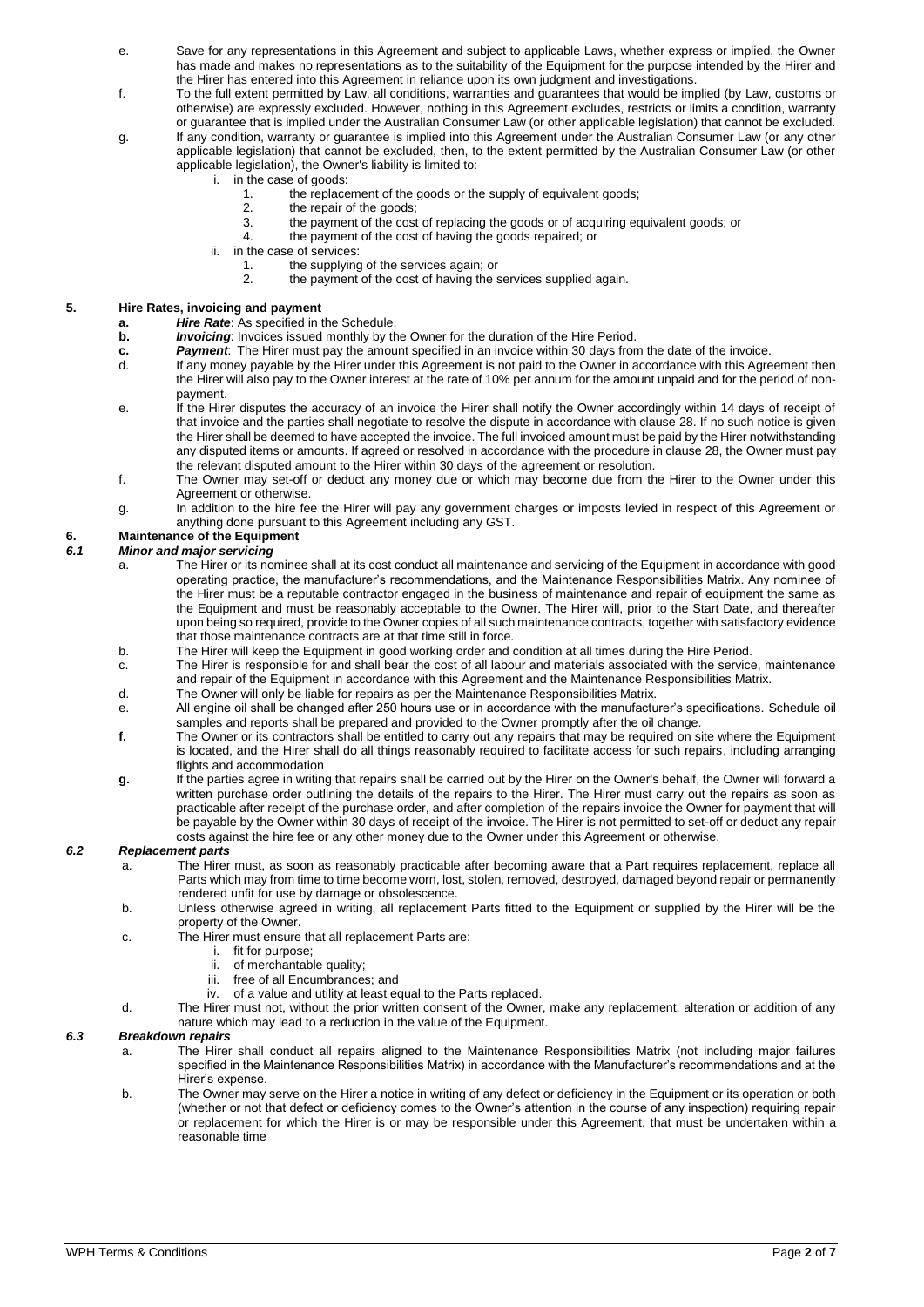e. Save for any representations in this Agreement and subject to applicable Laws, whether express or implied, the Owner has made and makes no representations as to the suitability of the Equipment for the purpose intended by the Hirer and the Hirer has entered into this Agreement in reliance upon its own judgment and investigations.

f. To the full extent permitted by Law, all conditions, warranties and guarantees that would be implied (by Law, customs or otherwise) are expressly excluded. However, nothing in this Agreement excludes, restricts or limits a condition, warranty or guarantee that is implied under the Australian Consumer Law (or other applicable legislation) that cannot be excluded.

g. If any condition, warranty or guarantee is implied into this Agreement under the Australian Consumer Law (or any other applicable legislation) that cannot be excluded, then, to the extent permitted by the Australian Consumer Law (or other applicable legislation), the Owner's liability is limited to:

   i. in the case of goods:
      1. the replacement of the goods or the supply of equivalent goods;
      2. the repair of the goods;
      3. the payment of the cost of replacing the goods or of acquiring equivalent goods; or
      4. the payment of the cost of having the goods repaired; or

   ii. in the case of services:
      1. the supplying of the services again; or
      2. the payment of the cost of having the services supplied again.

## 5. Hire Rates, invoicing and payment

**a.** ***Hire Rate***: As specified in the Schedule.

**b.** ***Invoicing***: Invoices issued monthly by the Owner for the duration of the Hire Period.

**c.** ***Payment***: The Hirer must pay the amount specified in an invoice within 30 days from the date of the invoice.

d. If any money payable by the Hirer under this Agreement is not paid to the Owner in accordance with this Agreement then the Hirer will also pay to the Owner interest at the rate of 10% per annum for the amount unpaid and for the period of non-payment.

e. If the Hirer disputes the accuracy of an invoice the Hirer shall notify the Owner accordingly within 14 days of receipt of that invoice and the parties shall negotiate to resolve the dispute in accordance with clause 28. If no such notice is given the Hirer shall be deemed to have accepted the invoice. The full invoiced amount must be paid by the Hirer notwithstanding any disputed items or amounts. If agreed or resolved in accordance with the procedure in clause 28, the Owner must pay the relevant disputed amount to the Hirer within 30 days of the agreement or resolution.

f. The Owner may set-off or deduct any money due or which may become due from the Hirer to the Owner under this Agreement or otherwise.

g. In addition to the hire fee the Hirer will pay any government charges or imposts levied in respect of this Agreement or anything done pursuant to this Agreement including any GST.

## 6. Maintenance of the Equipment

### *6.1 Minor and major servicing*

a. The Hirer or its nominee shall at its cost conduct all maintenance and servicing of the Equipment in accordance with good operating practice, the manufacturer's recommendations, and the Maintenance Responsibilities Matrix. Any nominee of the Hirer must be a reputable contractor engaged in the business of maintenance and repair of equipment the same as the Equipment and must be reasonably acceptable to the Owner. The Hirer will, prior to the Start Date, and thereafter upon being so required, provide to the Owner copies of all such maintenance contracts, together with satisfactory evidence that those maintenance contracts are at that time still in force.

b. The Hirer will keep the Equipment in good working order and condition at all times during the Hire Period.

c. The Hirer is responsible for and shall bear the cost of all labour and materials associated with the service, maintenance and repair of the Equipment in accordance with this Agreement and the Maintenance Responsibilities Matrix.

d. The Owner will only be liable for repairs as per the Maintenance Responsibilities Matrix.

e. All engine oil shall be changed after 250 hours use or in accordance with the manufacturer's specifications. Schedule oil samples and reports shall be prepared and provided to the Owner promptly after the oil change.

**f.** The Owner or its contractors shall be entitled to carry out any repairs that may be required on site where the Equipment is located, and the Hirer shall do all things reasonably required to facilitate access for such repairs, including arranging flights and accommodation

**g.** If the parties agree in writing that repairs shall be carried out by the Hirer on the Owner's behalf, the Owner will forward a written purchase order outlining the details of the repairs to the Hirer. The Hirer must carry out the repairs as soon as practicable after receipt of the purchase order, and after completion of the repairs invoice the Owner for payment that will be payable by the Owner within 30 days of receipt of the invoice. The Hirer is not permitted to set-off or deduct any repair costs against the hire fee or any other money due to the Owner under this Agreement or otherwise.

### *6.2 Replacement parts*

a. The Hirer must, as soon as reasonably practicable after becoming aware that a Part requires replacement, replace all Parts which may from time to time become worn, lost, stolen, removed, destroyed, damaged beyond repair or permanently rendered unfit for use by damage or obsolescence.

b. Unless otherwise agreed in writing, all replacement Parts fitted to the Equipment or supplied by the Hirer will be the property of the Owner.

c. The Hirer must ensure that all replacement Parts are:
   i. fit for purpose;
   ii. of merchantable quality;
   iii. free of all Encumbrances; and
   iv. of a value and utility at least equal to the Parts replaced.

d. The Hirer must not, without the prior written consent of the Owner, make any replacement, alteration or addition of any nature which may lead to a reduction in the value of the Equipment.

### *6.3 Breakdown repairs*

a. The Hirer shall conduct all repairs aligned to the Maintenance Responsibilities Matrix (not including major failures specified in the Maintenance Responsibilities Matrix) in accordance with the Manufacturer's recommendations and at the Hirer's expense.

b. The Owner may serve on the Hirer a notice in writing of any defect or deficiency in the Equipment or its operation or both (whether or not that defect or deficiency comes to the Owner's attention in the course of any inspection) requiring repair or replacement for which the Hirer is or may be responsible under this Agreement, that must be undertaken within a reasonable time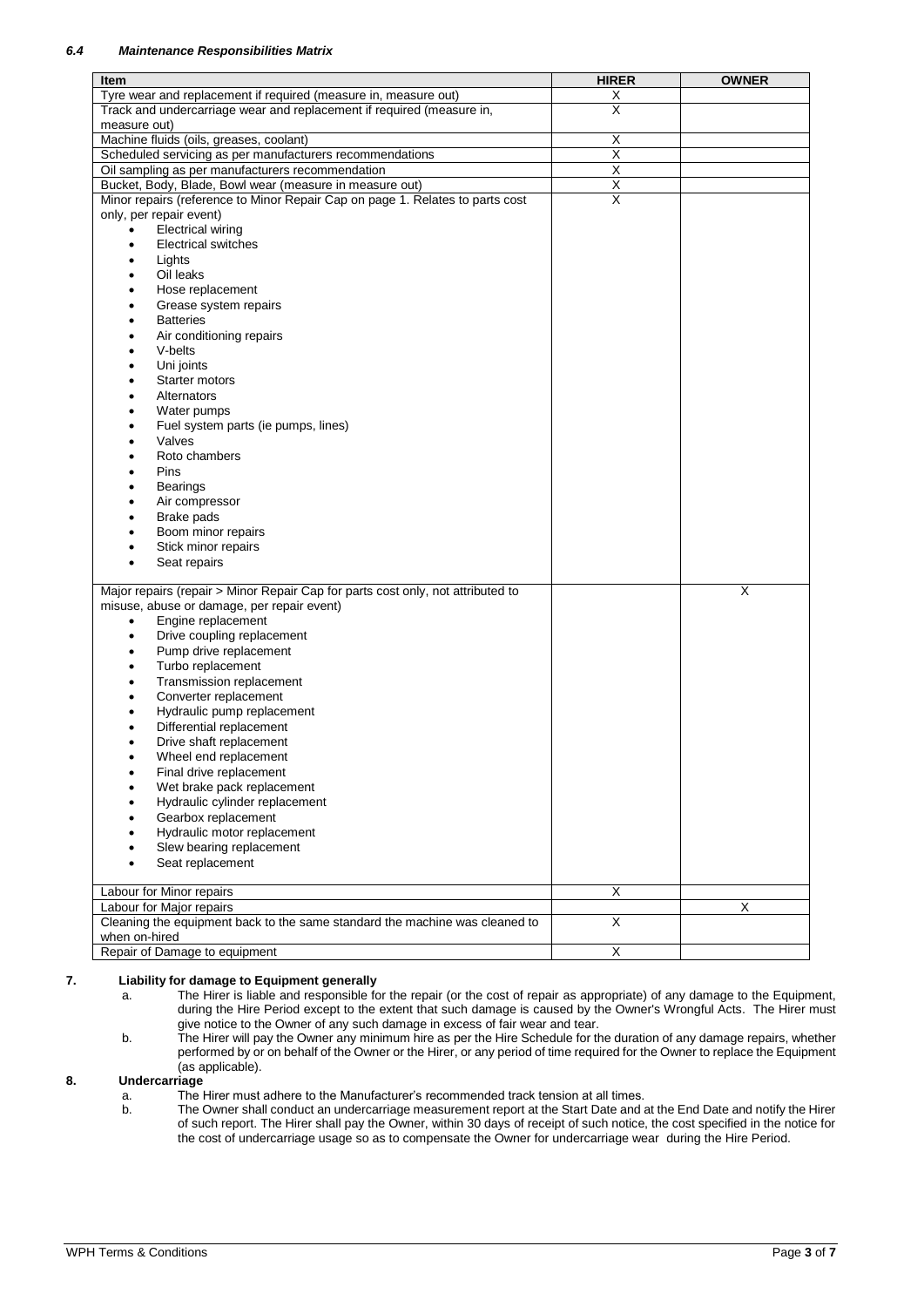### *6.4 Maintenance Responsibilities Matrix*

| Item | HIRER | OWNER |
|---|---|---|
| Tyre wear and replacement if required (measure in, measure out) | X | |
| Track and undercarriage wear and replacement if required (measure in, measure out) | X | |
| Machine fluids (oils, greases, coolant) | X | |
| Scheduled servicing as per manufacturers recommendations | X | |
| Oil sampling as per manufacturers recommendation | X | |
| Bucket, Body, Blade, Bowl wear (measure in measure out) | X | |
| Minor repairs (reference to Minor Repair Cap on page 1. Relates to parts cost only, per repair event)<br>• Electrical wiring<br>• Electrical switches<br>• Lights<br>• Oil leaks<br>• Hose replacement<br>• Grease system repairs<br>• Batteries<br>• Air conditioning repairs<br>• V-belts<br>• Uni joints<br>• Starter motors<br>• Alternators<br>• Water pumps<br>• Fuel system parts (ie pumps, lines)<br>• Valves<br>• Roto chambers<br>• Pins<br>• Bearings<br>• Air compressor<br>• Brake pads<br>• Boom minor repairs<br>• Stick minor repairs<br>• Seat repairs | X | |
| Major repairs (repair > Minor Repair Cap for parts cost only, not attributed to misuse, abuse or damage, per repair event)<br>• Engine replacement<br>• Drive coupling replacement<br>• Pump drive replacement<br>• Turbo replacement<br>• Transmission replacement<br>• Converter replacement<br>• Hydraulic pump replacement<br>• Differential replacement<br>• Drive shaft replacement<br>• Wheel end replacement<br>• Final drive replacement<br>• Wet brake pack replacement<br>• Hydraulic cylinder replacement<br>• Gearbox replacement<br>• Hydraulic motor replacement<br>• Slew bearing replacement<br>• Seat replacement | | X |
| Labour for Minor repairs | X | |
| Labour for Major repairs | | X |
| Cleaning the equipment back to the same standard the machine was cleaned to when on-hired | X | |
| Repair of Damage to equipment | X | |

**7. Liability for damage to Equipment generally**

a. The Hirer is liable and responsible for the repair (or the cost of repair as appropriate) of any damage to the Equipment, during the Hire Period except to the extent that such damage is caused by the Owner's Wrongful Acts. The Hirer must give notice to the Owner of any such damage in excess of fair wear and tear.

b. The Hirer will pay the Owner any minimum hire as per the Hire Schedule for the duration of any damage repairs, whether performed by or on behalf of the Owner or the Hirer, or any period of time required for the Owner to replace the Equipment (as applicable).

**8. Undercarriage**

a. The Hirer must adhere to the Manufacturer's recommended track tension at all times.

b. The Owner shall conduct an undercarriage measurement report at the Start Date and at the End Date and notify the Hirer of such report. The Hirer shall pay the Owner, within 30 days of receipt of such notice, the cost specified in the notice for the cost of undercarriage usage so as to compensate the Owner for undercarriage wear during the Hire Period.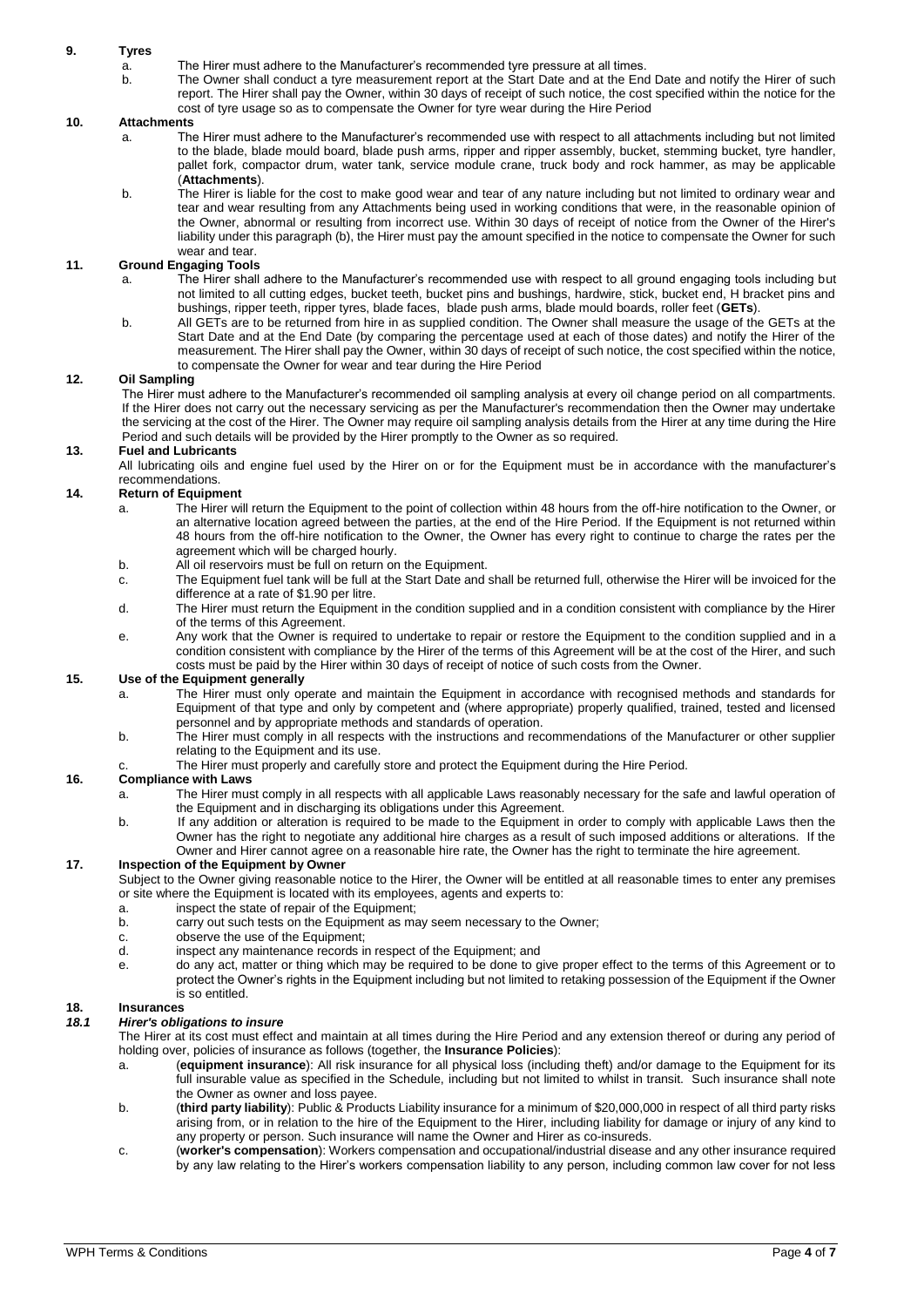## 9. Tyres

a. The Hirer must adhere to the Manufacturer's recommended tyre pressure at all times.

b. The Owner shall conduct a tyre measurement report at the Start Date and at the End Date and notify the Hirer of such report. The Hirer shall pay the Owner, within 30 days of receipt of such notice, the cost specified within the notice for the cost of tyre usage so as to compensate the Owner for tyre wear during the Hire Period

## 10. Attachments

a. The Hirer must adhere to the Manufacturer's recommended use with respect to all attachments including but not limited to the blade, blade mould board, blade push arms, ripper and ripper assembly, bucket, stemming bucket, tyre handler, pallet fork, compactor drum, water tank, service module crane, truck body and rock hammer, as may be applicable (**Attachments**).

b. The Hirer is liable for the cost to make good wear and tear of any nature including but not limited to ordinary wear and tear and wear resulting from any Attachments being used in working conditions that were, in the reasonable opinion of the Owner, abnormal or resulting from incorrect use. Within 30 days of receipt of notice from the Owner of the Hirer's liability under this paragraph (b), the Hirer must pay the amount specified in the notice to compensate the Owner for such wear and tear.

## 11. Ground Engaging Tools

a. The Hirer shall adhere to the Manufacturer's recommended use with respect to all ground engaging tools including but not limited to all cutting edges, bucket teeth, bucket pins and bushings, hardwire, stick, bucket end, H bracket pins and bushings, ripper teeth, ripper tyres, blade faces, blade push arms, blade mould boards, roller feet (**GETs**).

b. All GETs are to be returned from hire in as supplied condition. The Owner shall measure the usage of the GETs at the Start Date and at the End Date (by comparing the percentage used at each of those dates) and notify the Hirer of the measurement. The Hirer shall pay the Owner, within 30 days of receipt of such notice, the cost specified within the notice, to compensate the Owner for wear and tear during the Hire Period

## 12. Oil Sampling

The Hirer must adhere to the Manufacturer's recommended oil sampling analysis at every oil change period on all compartments. If the Hirer does not carry out the necessary servicing as per the Manufacturer's recommendation then the Owner may undertake the servicing at the cost of the Hirer. The Owner may require oil sampling analysis details from the Hirer at any time during the Hire Period and such details will be provided by the Hirer promptly to the Owner as so required.

## 13. Fuel and Lubricants

All lubricating oils and engine fuel used by the Hirer on or for the Equipment must be in accordance with the manufacturer's recommendations.

## 14. Return of Equipment

a. The Hirer will return the Equipment to the point of collection within 48 hours from the off-hire notification to the Owner, or an alternative location agreed between the parties, at the end of the Hire Period. If the Equipment is not returned within 48 hours from the off-hire notification to the Owner, the Owner has every right to continue to charge the rates per the agreement which will be charged hourly.

b. All oil reservoirs must be full on return on the Equipment.

c. The Equipment fuel tank will be full at the Start Date and shall be returned full, otherwise the Hirer will be invoiced for the difference at a rate of $1.90 per litre.

d. The Hirer must return the Equipment in the condition supplied and in a condition consistent with compliance by the Hirer of the terms of this Agreement.

e. Any work that the Owner is required to undertake to repair or restore the Equipment to the condition supplied and in a condition consistent with compliance by the Hirer of the terms of this Agreement will be at the cost of the Hirer, and such costs must be paid by the Hirer within 30 days of receipt of notice of such costs from the Owner.

## 15. Use of the Equipment generally

a. The Hirer must only operate and maintain the Equipment in accordance with recognised methods and standards for Equipment of that type and only by competent and (where appropriate) properly qualified, trained, tested and licensed personnel and by appropriate methods and standards of operation.

b. The Hirer must comply in all respects with the instructions and recommendations of the Manufacturer or other supplier relating to the Equipment and its use.

c. The Hirer must properly and carefully store and protect the Equipment during the Hire Period.

## 16. Compliance with Laws

a. The Hirer must comply in all respects with all applicable Laws reasonably necessary for the safe and lawful operation of the Equipment and in discharging its obligations under this Agreement.

b. If any addition or alteration is required to be made to the Equipment in order to comply with applicable Laws then the Owner has the right to negotiate any additional hire charges as a result of such imposed additions or alterations. If the Owner and Hirer cannot agree on a reasonable hire rate, the Owner has the right to terminate the hire agreement.

## 17. Inspection of the Equipment by Owner

Subject to the Owner giving reasonable notice to the Hirer, the Owner will be entitled at all reasonable times to enter any premises or site where the Equipment is located with its employees, agents and experts to:

a. inspect the state of repair of the Equipment;

b. carry out such tests on the Equipment as may seem necessary to the Owner;

c. observe the use of the Equipment;

d. inspect any maintenance records in respect of the Equipment; and

e. do any act, matter or thing which may be required to be done to give proper effect to the terms of this Agreement or to protect the Owner's rights in the Equipment including but not limited to retaking possession of the Equipment if the Owner is so entitled.

## 18. Insurances

### *18.1 Hirer's obligations to insure*

The Hirer at its cost must effect and maintain at all times during the Hire Period and any extension thereof or during any period of holding over, policies of insurance as follows (together, the **Insurance Policies**):

a. (**equipment insurance**): All risk insurance for all physical loss (including theft) and/or damage to the Equipment for its full insurable value as specified in the Schedule, including but not limited to whilst in transit. Such insurance shall note the Owner as owner and loss payee.

b. (**third party liability**): Public & Products Liability insurance for a minimum of $20,000,000 in respect of all third party risks arising from, or in relation to the hire of the Equipment to the Hirer, including liability for damage or injury of any kind to any property or person. Such insurance will name the Owner and Hirer as co-insureds.

c. (**worker's compensation**): Workers compensation and occupational/industrial disease and any other insurance required by any law relating to the Hirer's workers compensation liability to any person, including common law cover for not less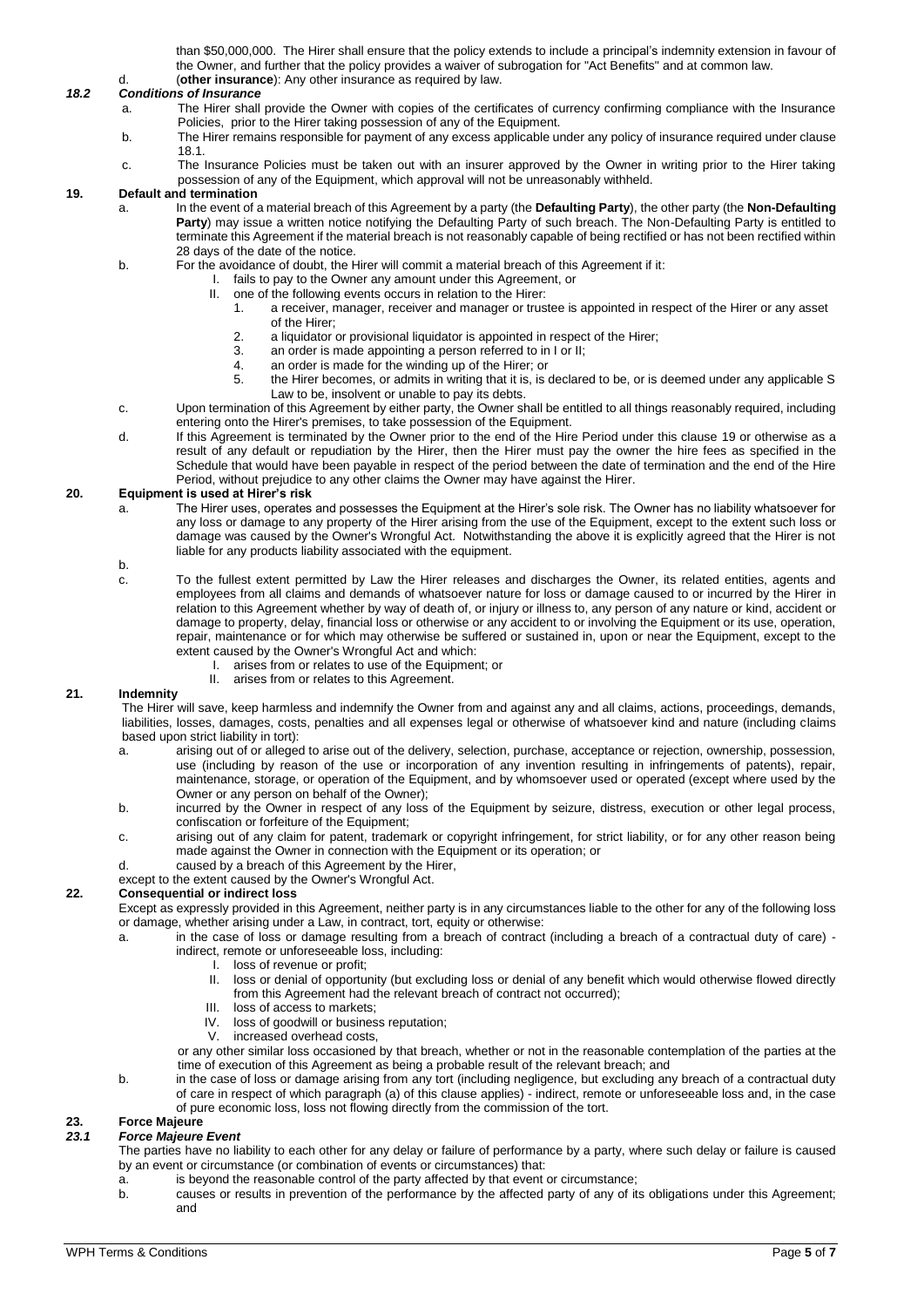than $50,000,000. The Hirer shall ensure that the policy extends to include a principal's indemnity extension in favour of the Owner, and further that the policy provides a waiver of subrogation for "Act Benefits" and at common law.

d. (**other insurance**): Any other insurance as required by law.

### *18.2 Conditions of Insurance*

a. The Hirer shall provide the Owner with copies of the certificates of currency confirming compliance with the Insurance Policies, prior to the Hirer taking possession of any of the Equipment.

b. The Hirer remains responsible for payment of any excess applicable under any policy of insurance required under clause 18.1.

c. The Insurance Policies must be taken out with an insurer approved by the Owner in writing prior to the Hirer taking possession of any of the Equipment, which approval will not be unreasonably withheld.

## 19. Default and termination

a. In the event of a material breach of this Agreement by a party (the **Defaulting Party**), the other party (the **Non-Defaulting Party**) may issue a written notice notifying the Defaulting Party of such breach. The Non-Defaulting Party is entitled to terminate this Agreement if the material breach is not reasonably capable of being rectified or has not been rectified within 28 days of the date of the notice.

b. For the avoidance of doubt, the Hirer will commit a material breach of this Agreement if it:

   I. fails to pay to the Owner any amount under this Agreement, or

   II. one of the following events occurs in relation to the Hirer:

      1. a receiver, manager, receiver and manager or trustee is appointed in respect of the Hirer or any asset of the Hirer;
      2. a liquidator or provisional liquidator is appointed in respect of the Hirer;
      3. an order is made appointing a person referred to in I or II;
      4. an order is made for the winding up of the Hirer; or
      5. the Hirer becomes, or admits in writing that it is, is declared to be, or is deemed under any applicable S Law to be, insolvent or unable to pay its debts.

c. Upon termination of this Agreement by either party, the Owner shall be entitled to all things reasonably required, including entering onto the Hirer's premises, to take possession of the Equipment.

d. If this Agreement is terminated by the Owner prior to the end of the Hire Period under this clause 19 or otherwise as a result of any default or repudiation by the Hirer, then the Hirer must pay the owner the hire fees as specified in the Schedule that would have been payable in respect of the period between the date of termination and the end of the Hire Period, without prejudice to any other claims the Owner may have against the Hirer.

## 20. Equipment is used at Hirer's risk

a. The Hirer uses, operates and possesses the Equipment at the Hirer's sole risk. The Owner has no liability whatsoever for any loss or damage to any property of the Hirer arising from the use of the Equipment, except to the extent such loss or damage was caused by the Owner's Wrongful Act. Notwithstanding the above it is explicitly agreed that the Hirer is not liable for any products liability associated with the equipment.

b.

c. To the fullest extent permitted by Law the Hirer releases and discharges the Owner, its related entities, agents and employees from all claims and demands of whatsoever nature for loss or damage caused to or incurred by the Hirer in relation to this Agreement whether by way of death of, or injury or illness to, any person of any nature or kind, accident or damage to property, delay, financial loss or otherwise or any accident to or involving the Equipment or its use, operation, repair, maintenance or for which may otherwise be suffered or sustained in, upon or near the Equipment, except to the extent caused by the Owner's Wrongful Act and which:

   I. arises from or relates to use of the Equipment; or
   II. arises from or relates to this Agreement.

## 21. Indemnity

The Hirer will save, keep harmless and indemnify the Owner from and against any and all claims, actions, proceedings, demands, liabilities, losses, damages, costs, penalties and all expenses legal or otherwise of whatsoever kind and nature (including claims based upon strict liability in tort):

a. arising out of or alleged to arise out of the delivery, selection, purchase, acceptance or rejection, ownership, possession, use (including by reason of the use or incorporation of any invention resulting in infringements of patents), repair, maintenance, storage, or operation of the Equipment, and by whomsoever used or operated (except where used by the Owner or any person on behalf of the Owner);

b. incurred by the Owner in respect of any loss of the Equipment by seizure, distress, execution or other legal process, confiscation or forfeiture of the Equipment;

c. arising out of any claim for patent, trademark or copyright infringement, for strict liability, or for any other reason being made against the Owner in connection with the Equipment or its operation; or

d. caused by a breach of this Agreement by the Hirer,

except to the extent caused by the Owner's Wrongful Act.

## 22. Consequential or indirect loss

Except as expressly provided in this Agreement, neither party is in any circumstances liable to the other for any of the following loss or damage, whether arising under a Law, in contract, tort, equity or otherwise:

a. in the case of loss or damage resulting from a breach of contract (including a breach of a contractual duty of care) - indirect, remote or unforeseeable loss, including:

   I. loss of revenue or profit;
   II. loss or denial of opportunity (but excluding loss or denial of any benefit which would otherwise flowed directly from this Agreement had the relevant breach of contract not occurred);
   III. loss of access to markets;
   IV. loss of goodwill or business reputation;
   V. increased overhead costs,

   or any other similar loss occasioned by that breach, whether or not in the reasonable contemplation of the parties at the time of execution of this Agreement as being a probable result of the relevant breach; and

b. in the case of loss or damage arising from any tort (including negligence, but excluding any breach of a contractual duty of care in respect of which paragraph (a) of this clause applies) - indirect, remote or unforeseeable loss and, in the case of pure economic loss, loss not flowing directly from the commission of the tort.

## 23. Force Majeure

### *23.1 Force Majeure Event*

The parties have no liability to each other for any delay or failure of performance by a party, where such delay or failure is caused by an event or circumstance (or combination of events or circumstances) that:

a. is beyond the reasonable control of the party affected by that event or circumstance;

b. causes or results in prevention of the performance by the affected party of any of its obligations under this Agreement; and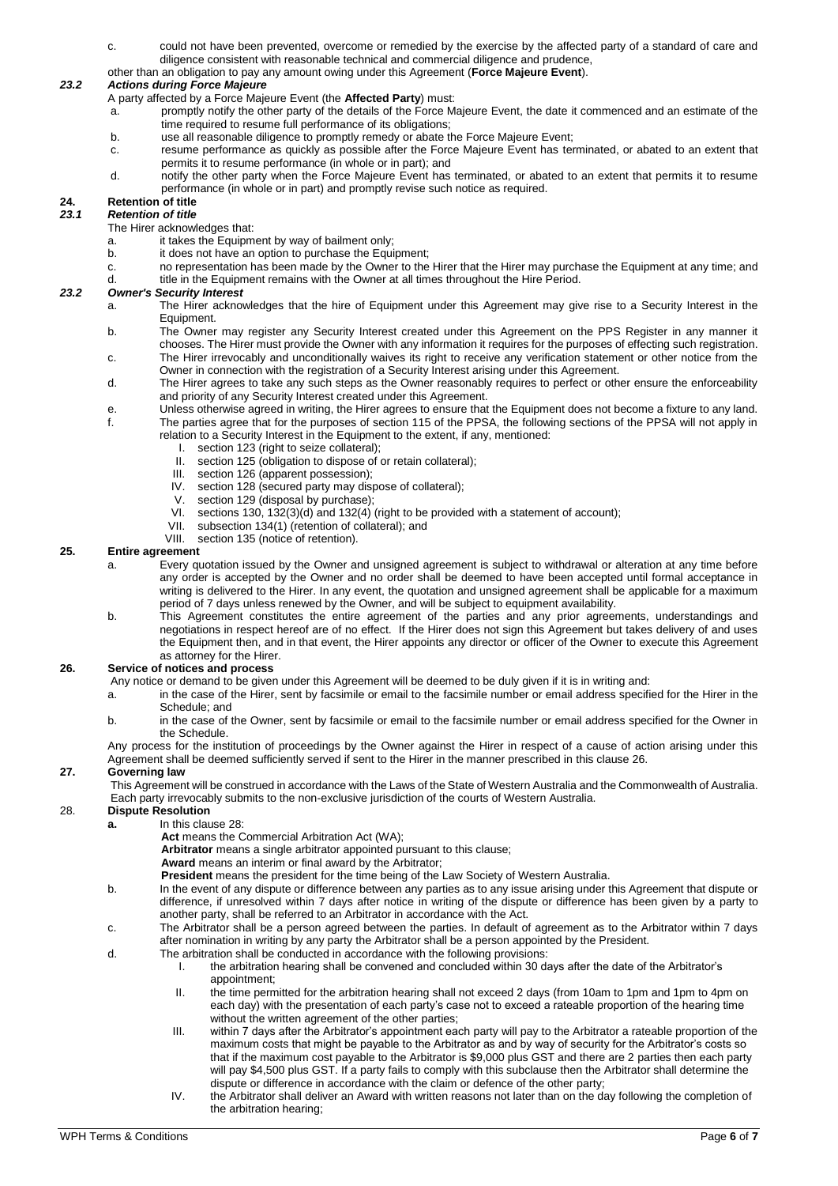c. could not have been prevented, overcome or remedied by the exercise by the affected party of a standard of care and diligence consistent with reasonable technical and commercial diligence and prudence,

other than an obligation to pay any amount owing under this Agreement (**Force Majeure Event**).

### *23.2 Actions during Force Majeure*

A party affected by a Force Majeure Event (the **Affected Party**) must:

a. promptly notify the other party of the details of the Force Majeure Event, the date it commenced and an estimate of the time required to resume full performance of its obligations;
b. use all reasonable diligence to promptly remedy or abate the Force Majeure Event;
c. resume performance as quickly as possible after the Force Majeure Event has terminated, or abated to an extent that permits it to resume performance (in whole or in part); and
d. notify the other party when the Force Majeure Event has terminated, or abated to an extent that permits it to resume performance (in whole or in part) and promptly revise such notice as required.

## 24. Retention of title

### *23.1 Retention of title*

The Hirer acknowledges that:

a. it takes the Equipment by way of bailment only;
b. it does not have an option to purchase the Equipment;
c. no representation has been made by the Owner to the Hirer that the Hirer may purchase the Equipment at any time; and
d. title in the Equipment remains with the Owner at all times throughout the Hire Period.

### *23.2 Owner's Security Interest*

a. The Hirer acknowledges that the hire of Equipment under this Agreement may give rise to a Security Interest in the Equipment.
b. The Owner may register any Security Interest created under this Agreement on the PPS Register in any manner it chooses. The Hirer must provide the Owner with any information it requires for the purposes of effecting such registration.
c. The Hirer irrevocably and unconditionally waives its right to receive any verification statement or other notice from the Owner in connection with the registration of a Security Interest arising under this Agreement.
d. The Hirer agrees to take any such steps as the Owner reasonably requires to perfect or other ensure the enforceability and priority of any Security Interest created under this Agreement.
e. Unless otherwise agreed in writing, the Hirer agrees to ensure that the Equipment does not become a fixture to any land.
f. The parties agree that for the purposes of section 115 of the PPSA, the following sections of the PPSA will not apply in relation to a Security Interest in the Equipment to the extent, if any, mentioned:
    I. section 123 (right to seize collateral);
    II. section 125 (obligation to dispose of or retain collateral);
    III. section 126 (apparent possession);
    IV. section 128 (secured party may dispose of collateral);
    V. section 129 (disposal by purchase);
    VI. sections 130, 132(3)(d) and 132(4) (right to be provided with a statement of account);
    VII. subsection 134(1) (retention of collateral); and
    VIII. section 135 (notice of retention).

## 25. Entire agreement

a. Every quotation issued by the Owner and unsigned agreement is subject to withdrawal or alteration at any time before any order is accepted by the Owner and no order shall be deemed to have been accepted until formal acceptance in writing is delivered to the Hirer. In any event, the quotation and unsigned agreement shall be applicable for a maximum period of 7 days unless renewed by the Owner, and will be subject to equipment availability.
b. This Agreement constitutes the entire agreement of the parties and any prior agreements, understandings and negotiations in respect hereof are of no effect. If the Hirer does not sign this Agreement but takes delivery of and uses the Equipment then, and in that event, the Hirer appoints any director or officer of the Owner to execute this Agreement as attorney for the Hirer.

## 26. Service of notices and process

Any notice or demand to be given under this Agreement will be deemed to be duly given if it is in writing and:

a. in the case of the Hirer, sent by facsimile or email to the facsimile number or email address specified for the Hirer in the Schedule; and
b. in the case of the Owner, sent by facsimile or email to the facsimile number or email address specified for the Owner in the Schedule.

Any process for the institution of proceedings by the Owner against the Hirer in respect of a cause of action arising under this Agreement shall be deemed sufficiently served if sent to the Hirer in the manner prescribed in this clause 26.

## 27. Governing law

This Agreement will be construed in accordance with the Laws of the State of Western Australia and the Commonwealth of Australia. Each party irrevocably submits to the non-exclusive jurisdiction of the courts of Western Australia.

## 28. Dispute Resolution

**a.** In this clause 28:

**Act** means the Commercial Arbitration Act (WA);

**Arbitrator** means a single arbitrator appointed pursuant to this clause;

**Award** means an interim or final award by the Arbitrator;

**President** means the president for the time being of the Law Society of Western Australia.

b. In the event of any dispute or difference between any parties as to any issue arising under this Agreement that dispute or difference, if unresolved within 7 days after notice in writing of the dispute or difference has been given by a party to another party, shall be referred to an Arbitrator in accordance with the Act.
c. The Arbitrator shall be a person agreed between the parties. In default of agreement as to the Arbitrator within 7 days after nomination in writing by any party the Arbitrator shall be a person appointed by the President.
d. The arbitration shall be conducted in accordance with the following provisions:
    I. the arbitration hearing shall be convened and concluded within 30 days after the date of the Arbitrator's appointment;
    II. the time permitted for the arbitration hearing shall not exceed 2 days (from 10am to 1pm and 1pm to 4pm on each day) with the presentation of each party's case not to exceed a rateable proportion of the hearing time without the written agreement of the other parties;
    III. within 7 days after the Arbitrator's appointment each party will pay to the Arbitrator a rateable proportion of the maximum costs that might be payable to the Arbitrator as and by way of security for the Arbitrator's costs so that if the maximum cost payable to the Arbitrator is $9,000 plus GST and there are 2 parties then each party will pay $4,500 plus GST. If a party fails to comply with this subclause then the Arbitrator shall determine the dispute or difference in accordance with the claim or defence of the other party;
    IV. the Arbitrator shall deliver an Award with written reasons not later than on the day following the completion of the arbitration hearing;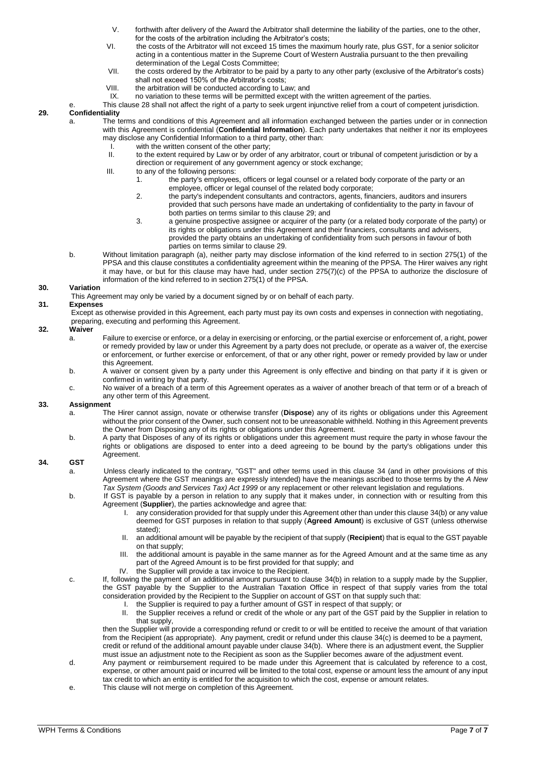V. forthwith after delivery of the Award the Arbitrator shall determine the liability of the parties, one to the other, for the costs of the arbitration including the Arbitrator's costs;

VI. the costs of the Arbitrator will not exceed 15 times the maximum hourly rate, plus GST, for a senior solicitor acting in a contentious matter in the Supreme Court of Western Australia pursuant to the then prevailing determination of the Legal Costs Committee;

VII. the costs ordered by the Arbitrator to be paid by a party to any other party (exclusive of the Arbitrator's costs) shall not exceed 150% of the Arbitrator's costs;

VIII. the arbitration will be conducted according to Law; and

IX. no variation to these terms will be permitted except with the written agreement of the parties.

e. This clause 28 shall not affect the right of a party to seek urgent injunctive relief from a court of competent jurisdiction.

## 29. Confidentiality

a. The terms and conditions of this Agreement and all information exchanged between the parties under or in connection with this Agreement is confidential (**Confidential Information**). Each party undertakes that neither it nor its employees may disclose any Confidential Information to a third party, other than:

I. with the written consent of the other party;

II. to the extent required by Law or by order of any arbitrator, court or tribunal of competent jurisdiction or by a direction or requirement of any government agency or stock exchange;

III. to any of the following persons:

1. the party's employees, officers or legal counsel or a related body corporate of the party or an employee, officer or legal counsel of the related body corporate;
2. the party's independent consultants and contractors, agents, financiers, auditors and insurers provided that such persons have made an undertaking of confidentiality to the party in favour of both parties on terms similar to this clause 29; and
3. a genuine prospective assignee or acquirer of the party (or a related body corporate of the party) or its rights or obligations under this Agreement and their financiers, consultants and advisers, provided the party obtains an undertaking of confidentiality from such persons in favour of both parties on terms similar to clause 29.

b. Without limitation paragraph (a), neither party may disclose information of the kind referred to in section 275(1) of the PPSA and this clause constitutes a confidentiality agreement within the meaning of the PPSA. The Hirer waives any right it may have, or but for this clause may have had, under section 275(7)(c) of the PPSA to authorize the disclosure of information of the kind referred to in section 275(1) of the PPSA.

## 30. Variation

This Agreement may only be varied by a document signed by or on behalf of each party.

## 31. Expenses

Except as otherwise provided in this Agreement, each party must pay its own costs and expenses in connection with negotiating, preparing, executing and performing this Agreement.

## 32. Waiver

a. Failure to exercise or enforce, or a delay in exercising or enforcing, or the partial exercise or enforcement of, a right, power or remedy provided by law or under this Agreement by a party does not preclude, or operate as a waiver of, the exercise or enforcement, or further exercise or enforcement, of that or any other right, power or remedy provided by law or under this Agreement.

b. A waiver or consent given by a party under this Agreement is only effective and binding on that party if it is given or confirmed in writing by that party.

c. No waiver of a breach of a term of this Agreement operates as a waiver of another breach of that term or of a breach of any other term of this Agreement.

## 33. Assignment

a. The Hirer cannot assign, novate or otherwise transfer (**Dispose**) any of its rights or obligations under this Agreement without the prior consent of the Owner, such consent not to be unreasonable withheld. Nothing in this Agreement prevents the Owner from Disposing any of its rights or obligations under this Agreement.

b. A party that Disposes of any of its rights or obligations under this agreement must require the party in whose favour the rights or obligations are disposed to enter into a deed agreeing to be bound by the party's obligations under this Agreement.

## 34. GST

a. Unless clearly indicated to the contrary, "GST" and other terms used in this clause 34 (and in other provisions of this Agreement where the GST meanings are expressly intended) have the meanings ascribed to those terms by the *A New Tax System (Goods and Services Tax) Act 1999* or any replacement or other relevant legislation and regulations.

b. If GST is payable by a person in relation to any supply that it makes under, in connection with or resulting from this Agreement (**Supplier**), the parties acknowledge and agree that:

I. any consideration provided for that supply under this Agreement other than under this clause 34(b) or any value deemed for GST purposes in relation to that supply (**Agreed Amount**) is exclusive of GST (unless otherwise stated);

II. an additional amount will be payable by the recipient of that supply (**Recipient**) that is equal to the GST payable on that supply;

III. the additional amount is payable in the same manner as for the Agreed Amount and at the same time as any part of the Agreed Amount is to be first provided for that supply; and

IV. the Supplier will provide a tax invoice to the Recipient.

c. If, following the payment of an additional amount pursuant to clause 34(b) in relation to a supply made by the Supplier, the GST payable by the Supplier to the Australian Taxation Office in respect of that supply varies from the total consideration provided by the Recipient to the Supplier on account of GST on that supply such that:

I. the Supplier is required to pay a further amount of GST in respect of that supply; or

II. the Supplier receives a refund or credit of the whole or any part of the GST paid by the Supplier in relation to that supply,

then the Supplier will provide a corresponding refund or credit to or will be entitled to receive the amount of that variation from the Recipient (as appropriate). Any payment, credit or refund under this clause 34(c) is deemed to be a payment, credit or refund of the additional amount payable under clause 34(b). Where there is an adjustment event, the Supplier must issue an adjustment note to the Recipient as soon as the Supplier becomes aware of the adjustment event.

d. Any payment or reimbursement required to be made under this Agreement that is calculated by reference to a cost, expense, or other amount paid or incurred will be limited to the total cost, expense or amount less the amount of any input tax credit to which an entity is entitled for the acquisition to which the cost, expense or amount relates.

e. This clause will not merge on completion of this Agreement.